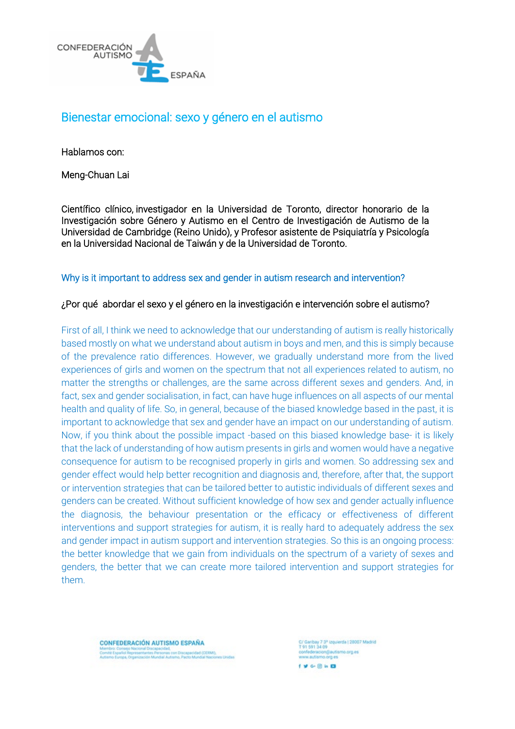# Bienestar emocional: sexo y género en el autismo

Hablamos con:

Meng-Chuan Lai

Científico clínico, investigador en la Universidad de Toronto, director honorario de la Investigación sobre Género y Autismo en el Centro de Investigación de Autismo de la Universidad de Cambridge (Reino Unido), y Profesor asistente de Psiquiatría y Psicología en la Universidad Nacional de Taiwán y de la Universidad de Toronto.

## Why is it important to address sex and gender in autism research and intervention?

¿Por qué abordar el sexo y el género en la investigación e intervención sobre el autismo?

First of all, I think we need to acknowledge that our understanding of autism is really historically based mostly on what we understand about autism in boys and men, and this is simply because of the prevalence ratio differences. However, we gradually understand more from the lived experiences of girls and women on the spectrum that not all experiences related to autism, no matter the strengths or challenges, are the same across different sexes and genders. And, in fact, sex and gender socialisation, in fact, can have huge influences on all aspects of our mental health and quality of life. So, in general, because of the biased knowledge based in the past, it is important to acknowledge that sex and gender have an impact on our understanding of autism. Now, if you think about the possible impact -based on this biased knowledge base- it is likely that the lack of understanding of how autism presents in girls and women would have a negative consequence for autism to be recognised properly in girls and women. So addressing sex and gender effect would help better recognition and diagnosis and, therefore, after that, the support or intervention strategies that can be tailored better to autistic individuals of different sexes and genders can be created. Without sufficient knowledge of how sex and gender actually influence the diagnosis, the behaviour presentation or the efficacy or effectiveness of different interventions and support strategies for autism, it is really hard to adequately address the sex and gender impact in autism support and intervention strategies. So this is an ongoing process: the better knowledge that we gain from individuals on the spectrum of a variety of sexes and genders, the better that we can create more tailored intervention and support strategies for them.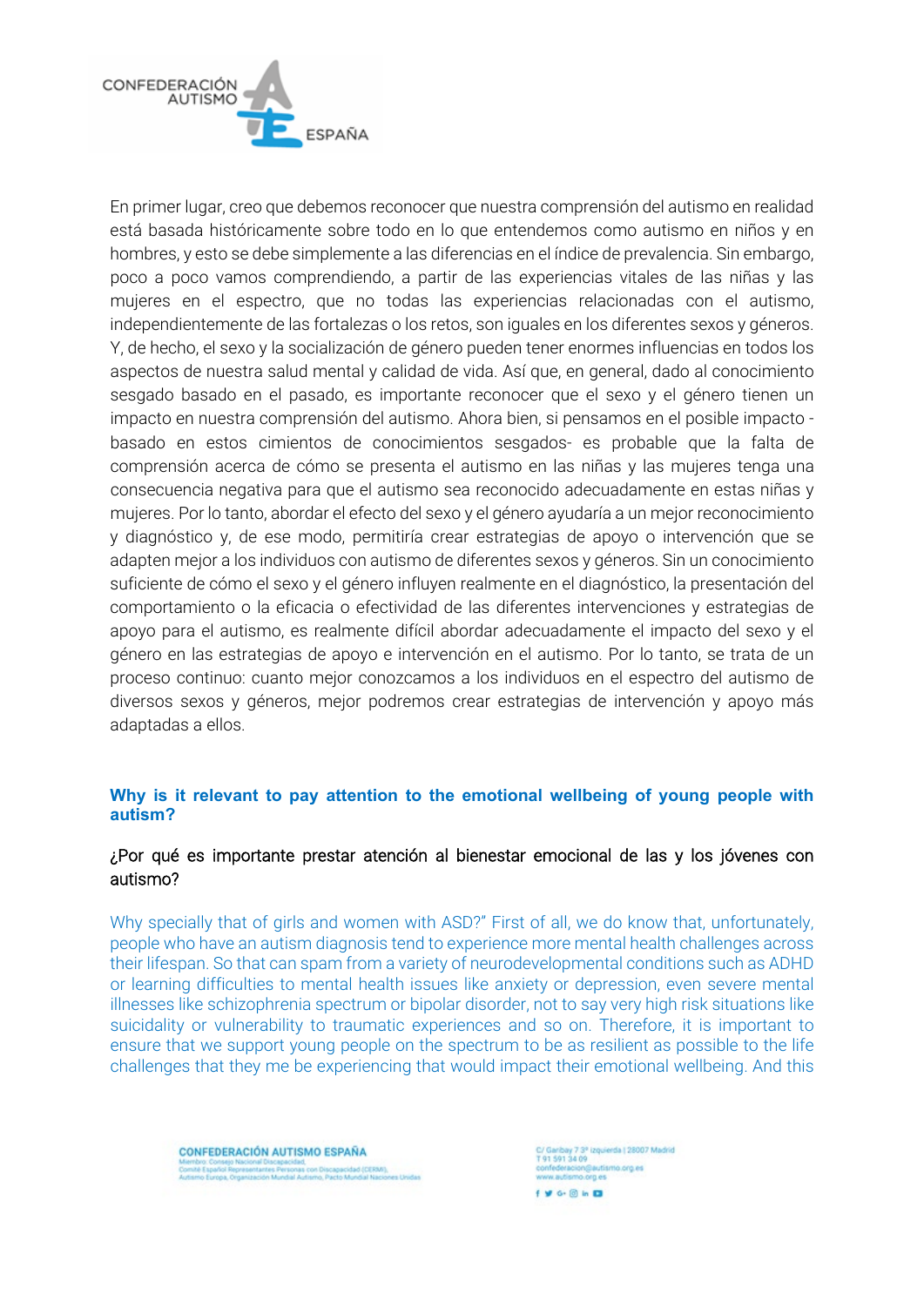En primer lugar, creo que debemos reconocer que nuestra comprensión del autismo en realidad está basada históricamente sobre todo en lo que entendemos como autismo en niños y en hombres, y esto se debe simplemente a las diferencias en el índice de prevalencia. Sin embargo, poco a poco vamos comprendiendo, a partir de las experiencias vitales de las niñas y las mujeres en el espectro, que no todas las experiencias relacionadas con el autismo, independientemente de las fortalezas o los retos, son iguales en los diferentes sexos y géneros. Y, de hecho, el sexo y la socialización de género pueden tener enormes influencias en todos los aspectos de nuestra salud mental y calidad de vida. Así que, en general, dado al conocimiento sesgado basado en el pasado, es importante reconocer que el sexo y el género tienen un impacto en nuestra comprensión del autismo. Ahora bien, si pensamos en el posible impacto - basado en estos cimientos de conocimientos sesgados- es probable que la falta de comprensión acerca de cómo se presenta el autismo en las niñas y las mujeres tenga una consecuencia negativa para que el autismo sea reconocido adecuadamente en estas niñas y mujeres. Por lo tanto, abordar el efecto del sexo y el género ayudaría a un mejor reconocimiento y diagnóstico y, de ese modo, permitiría crear estrategias de apoyo o intervención que se adapten mejor a los individuos con autismo de diferentes sexos y géneros. Sin un conocimiento suficiente de cómo el sexo y el género influyen realmente en el diagnóstico, la presentación del comportamiento o la eficacia o efectividad de las diferentes intervenciones y estrategias de apoyo para el autismo, es realmente difícil abordar adecuadamente el impacto del sexo y el género en las estrategias de apoyo e intervención en el autismo. Por lo tanto, se trata de un proceso continuo: cuanto mejor conozcamos a los individuos en el espectro del autismo de diversos sexos y géneros, mejor podremos crear estrategias de intervención y apoyo más adaptadas a ellos.

**Why is it relevant to pay attention to the emotional wellbeing of young people with autism?**

¿Por qué es importante prestar atención al bienestar emocional de las y los jóvenes con autismo?

Why specially that of girls and women with ASD?" First of all, we do know that, unfortunately, people who have an autism diagnosis tend to experience more mental health challenges across their lifespan. So that can spam from a variety of neurodevelopmental conditions such as ADHD or learning difficulties to mental health issues like anxiety or depression, even severe mental illnesses like schizophrenia spectrum or bipolar disorder, not to say very high risk situations like suicidality or vulnerability to traumatic experiences and so on. Therefore, it is important to ensure that we support young people on the spectrum to be as resilient as possible to the life challenges that they me be experiencing that would impact their emotional wellbeing. And this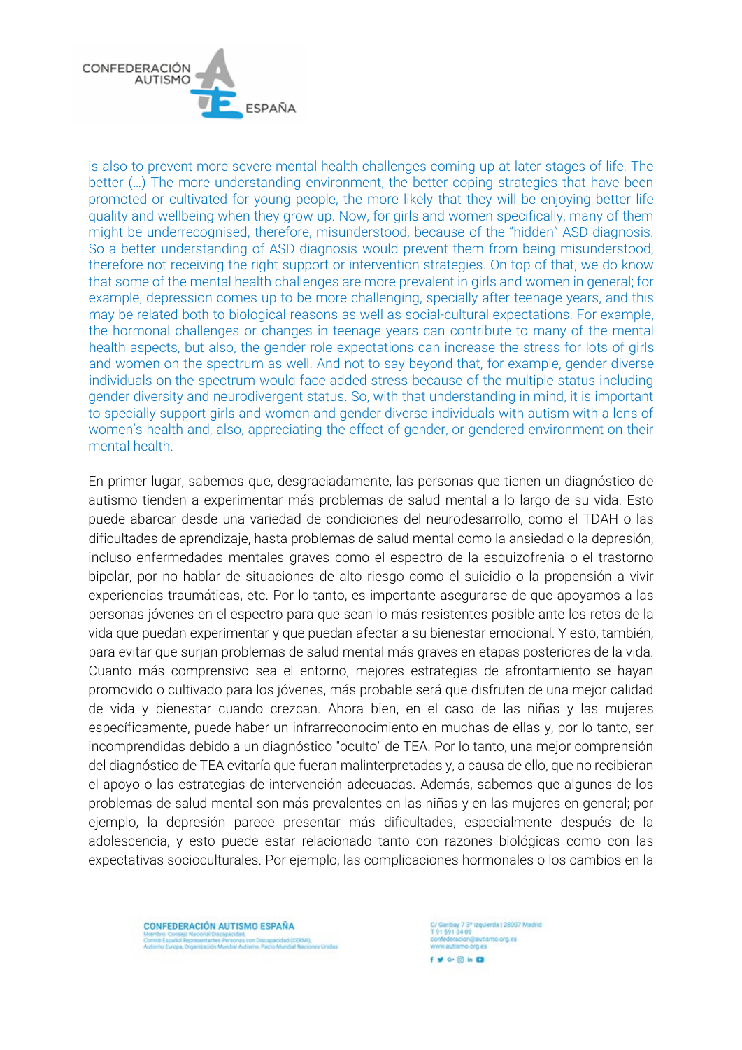is also to prevent more severe mental health challenges coming up at later stages of life. The better (...) The more understanding environment, the better coping strategies that have been promoted or cultivated for young people, the more likely that they will be enjoying better life quality and wellbeing when they grow up. Now, for girls and women specifically, many of them might be underrecognised, therefore, misunderstood, because of the "hidden" ASD diagnosis. So a better understanding of ASD diagnosis would prevent them from being misunderstood, therefore not receiving the right support or intervention strategies. On top of that, we do know that some of the mental health challenges are more prevalent in girls and women in general; for example, depression comes up to be more challenging, specially after teenage years, and this may be related both to biological reasons as well as social-cultural expectations. For example, the hormonal challenges or changes in teenage years can contribute to many of the mental health aspects, but also, the gender role expectations can increase the stress for lots of girls and women on the spectrum as well. And not to say beyond that, for example, gender diverse individuals on the spectrum would face added stress because of the multiple status including gender diversity and neurodivergent status. So, with that understanding in mind, it is important to specially support girls and women and gender diverse individuals with autism with a lens of women's health and, also, appreciating the effect of gender, or gendered environment on their mental health.

En primer lugar, sabemos que, desgraciadamente, las personas que tienen un diagnóstico de autismo tienden a experimentar más problemas de salud mental a lo largo de su vida. Esto puede abarcar desde una variedad de condiciones del neurodesarrollo, como el TDAH o las dificultades de aprendizaje, hasta problemas de salud mental como la ansiedad o la depresión, incluso enfermedades mentales graves como el espectro de la esquizofrenia o el trastorno bipolar, por no hablar de situaciones de alto riesgo como el suicidio o la propensión a vivir experiencias traumáticas, etc. Por lo tanto, es importante asegurarse de que apoyamos a las personas jóvenes en el espectro para que sean lo más resistentes posible ante los retos de la vida que puedan experimentar y que puedan afectar a su bienestar emocional. Y esto, también, para evitar que surjan problemas de salud mental más graves en etapas posteriores de la vida. Cuanto más comprensivo sea el entorno, mejores estrategias de afrontamiento se hayan promovido o cultivado para los jóvenes, más probable será que disfruten de una mejor calidad de vida y bienestar cuando crezcan. Ahora bien, en el caso de las niñas y las mujeres específicamente, puede haber un infrarreconocimiento en muchas de ellas y, por lo tanto, ser incomprendidas debido a un diagnóstico "oculto" de TEA. Por lo tanto, una mejor comprensión del diagnóstico de TEA evitaría que fueran malinterpretadas y, a causa de ello, que no recibieran el apoyo o las estrategias de intervención adecuadas. Además, sabemos que algunos de los problemas de salud mental son más prevalentes en las niñas y en las mujeres en general; por ejemplo, la depresión parece presentar más dificultades, especialmente después de la adolescencia, y esto puede estar relacionado tanto con razones biológicas como con las expectativas socioculturales. Por ejemplo, las complicaciones hormonales o los cambios en la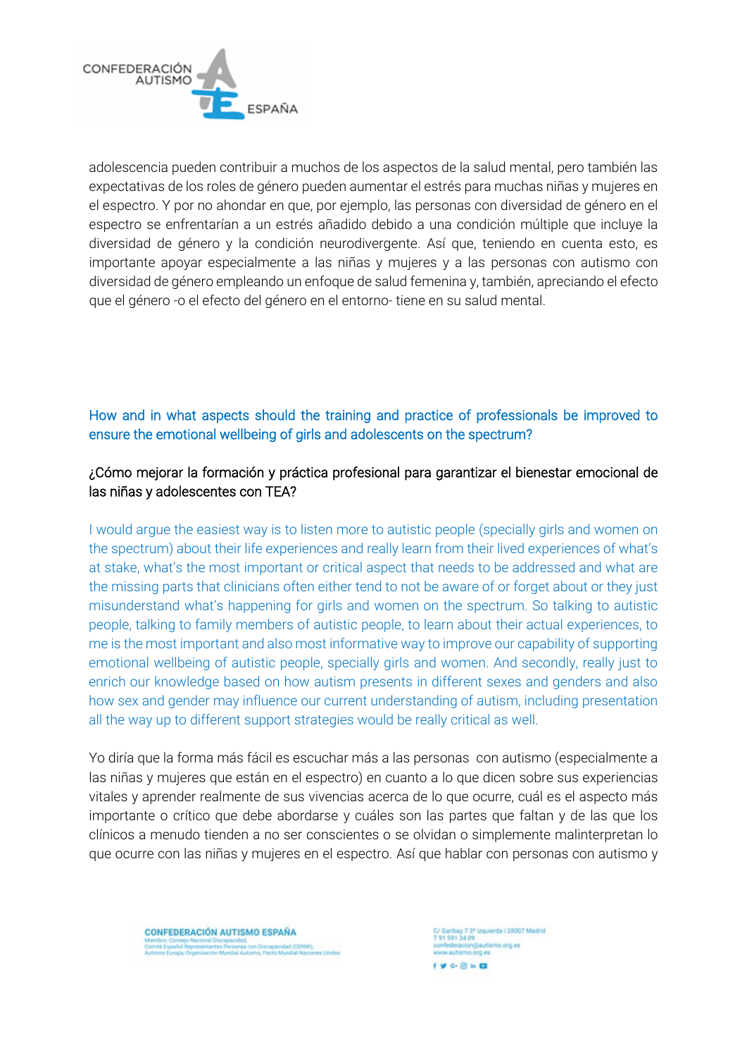adolescencia pueden contribuir a muchos de los aspectos de la salud mental, pero también las expectativas de los roles de género pueden aumentar el estrés para muchas niñas y mujeres en el espectro. Y por no ahondar en que, por ejemplo, las personas con diversidad de género en el espectro se enfrentarían a un estrés añadido debido a una condición múltiple que incluye la diversidad de género y la condición neurodivergente. Así que, teniendo en cuenta esto, es importante apoyar especialmente a las niñas y mujeres y a las personas con autismo con diversidad de género empleando un enfoque de salud femenina y, también, apreciando el efecto que el género -o el efecto del género en el entorno- tiene en su salud mental.

How and in what aspects should the training and practice of professionals be improved to ensure the emotional wellbeing of girls and adolescents on the spectrum?

¿Cómo mejorar la formación y práctica profesional para garantizar el bienestar emocional de las niñas y adolescentes con TEA?

I would argue the easiest way is to listen more to autistic people (specially girls and women on the spectrum) about their life experiences and really learn from their lived experiences of what's at stake, what's the most important or critical aspect that needs to be addressed and what are the missing parts that clinicians often either tend to not be aware of or forget about or they just misunderstand what's happening for girls and women on the spectrum. So talking to autistic people, talking to family members of autistic people, to learn about their actual experiences, to me is the most important and also most informative way to improve our capability of supporting emotional wellbeing of autistic people, specially girls and women. And secondly, really just to enrich our knowledge based on how autism presents in different sexes and genders and also how sex and gender may influence our current understanding of autism, including presentation all the way up to different support strategies would be really critical as well.

Yo diría que la forma más fácil es escuchar más a las personas con autismo (especialmente a las niñas y mujeres que están en el espectro) en cuanto a lo que dicen sobre sus experiencias vitales y aprender realmente de sus vivencias acerca de lo que ocurre, cuál es el aspecto más importante o crítico que debe abordarse y cuáles son las partes que faltan y de las que los clínicos a menudo tienden a no ser conscientes o se olvidan o simplemente malinterpretan lo que ocurre con las niñas y mujeres en el espectro. Así que hablar con personas con autismo y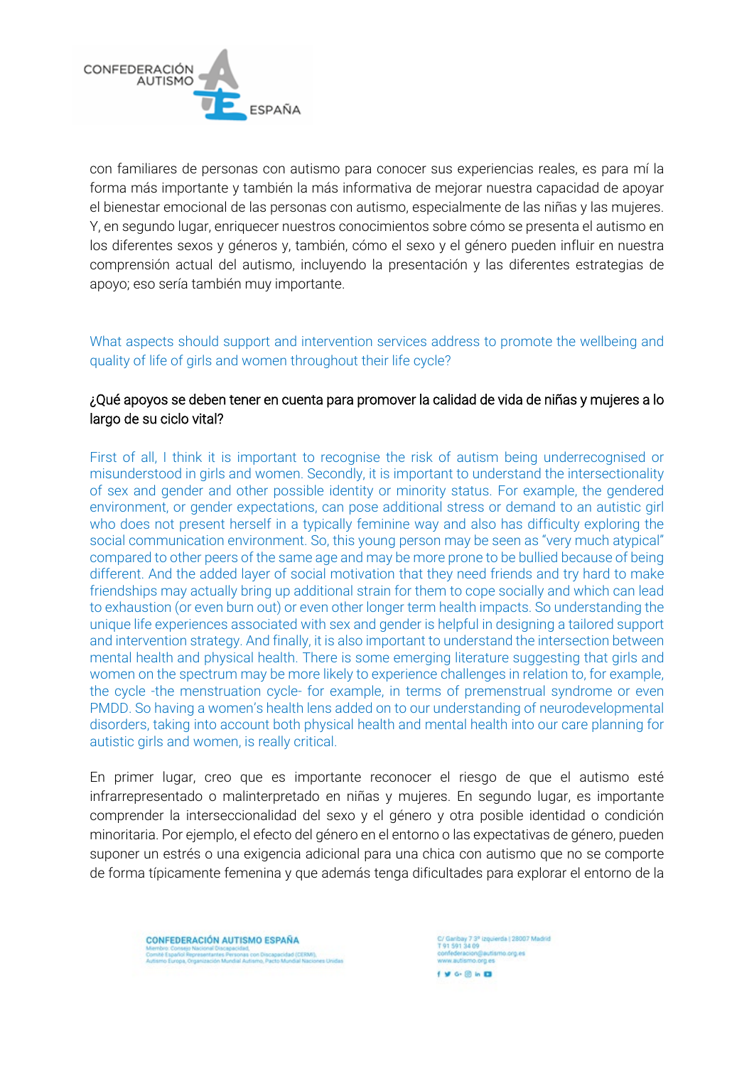con familiares de personas con autismo para conocer sus experiencias reales, es para mí la forma más importante y también la más informativa de mejorar nuestra capacidad de apoyar el bienestar emocional de las personas con autismo, especialmente de las niñas y las mujeres. Y, en segundo lugar, enriquecer nuestros conocimientos sobre cómo se presenta el autismo en los diferentes sexos y géneros y, también, cómo el sexo y el género pueden influir en nuestra comprensión actual del autismo, incluyendo la presentación y las diferentes estrategias de apoyo; eso sería también muy importante.

What aspects should support and intervention services address to promote the wellbeing and quality of life of girls and women throughout their life cycle?

**¿Qué apoyos se deben tener en cuenta para promover la calidad de vida de niñas y mujeres a lo largo de su ciclo vital?**

First of all, I think it is important to recognise the risk of autism being underrecognised or misunderstood in girls and women. Secondly, it is important to understand the intersectionality of sex and gender and other possible identity or minority status. For example, the gendered environment, or gender expectations, can pose additional stress or demand to an autistic girl who does not present herself in a typically feminine way and also has difficulty exploring the social communication environment. So, this young person may be seen as "very much atypical" compared to other peers of the same age and may be more prone to be bullied because of being different. And the added layer of social motivation that they need friends and try hard to make friendships may actually bring up additional strain for them to cope socially and which can lead to exhaustion (or even burn out) or even other longer term health impacts. So understanding the unique life experiences associated with sex and gender is helpful in designing a tailored support and intervention strategy. And finally, it is also important to understand the intersection between mental health and physical health. There is some emerging literature suggesting that girls and women on the spectrum may be more likely to experience challenges in relation to, for example, the cycle -the menstruation cycle- for example, in terms of premenstrual syndrome or even PMDD. So having a women's health lens added on to our understanding of neurodevelopmental disorders, taking into account both physical health and mental health into our care planning for autistic girls and women, is really critical.

En primer lugar, creo que es importante reconocer el riesgo de que el autismo esté infrarrepresentado o malinterpretado en niñas y mujeres. En segundo lugar, es importante comprender la interseccionalidad del sexo y el género y otra posible identidad o condición minoritaria. Por ejemplo, el efecto del género en el entorno o las expectativas de género, pueden suponer un estrés o una exigencia adicional para una chica con autismo que no se comporte de forma típicamente femenina y que además tenga dificultades para explorar el entorno de la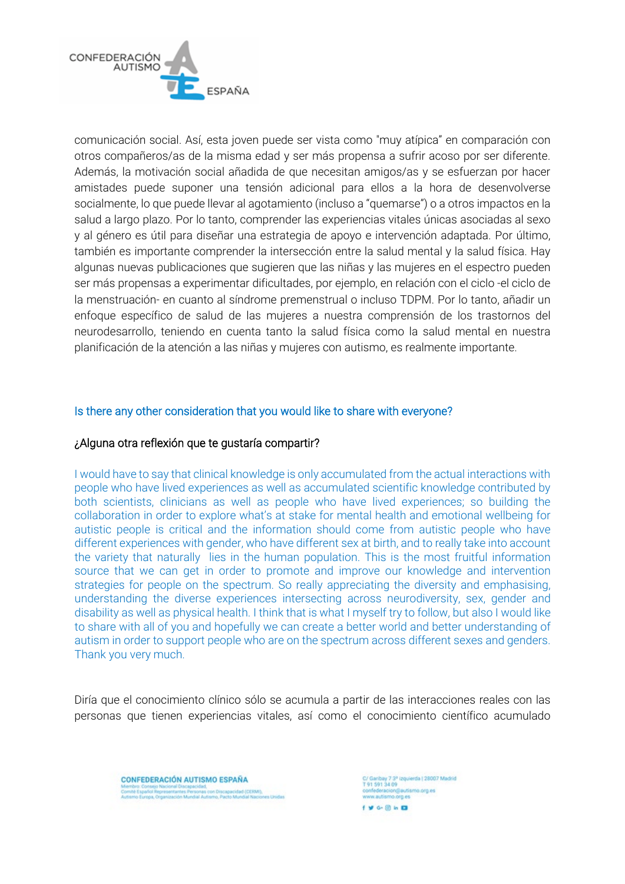comunicación social. Así, esta joven puede ser vista como "muy atípica" en comparación con otros compañeros/as de la misma edad y ser más propensa a sufrir acoso por ser diferente. Además, la motivación social añadida de que necesitan amigos/as y se esfuerzan por hacer amistades puede suponer una tensión adicional para ellos a la hora de desenvolverse socialmente, lo que puede llevar al agotamiento (incluso a "quemarse") o a otros impactos en la salud a largo plazo. Por lo tanto, comprender las experiencias vitales únicas asociadas al sexo y al género es útil para diseñar una estrategia de apoyo e intervención adaptada. Por último, también es importante comprender la intersección entre la salud mental y la salud física. Hay algunas nuevas publicaciones que sugieren que las niñas y las mujeres en el espectro pueden ser más propensas a experimentar dificultades, por ejemplo, en relación con el ciclo -el ciclo de la menstruación- en cuanto al síndrome premenstrual o incluso TDPM. Por lo tanto, añadir un enfoque específico de salud de las mujeres a nuestra comprensión de los trastornos del neurodesarrollo, teniendo en cuenta tanto la salud física como la salud mental en nuestra planificación de la atención a las niñas y mujeres con autismo, es realmente importante.

Is there any other consideration that you would like to share with everyone?

¿Alguna otra reflexión que te gustaría compartir?

I would have to say that clinical knowledge is only accumulated from the actual interactions with people who have lived experiences as well as accumulated scientific knowledge contributed by both scientists, clinicians as well as people who have lived experiences; so building the collaboration in order to explore what's at stake for mental health and emotional wellbeing for autistic people is critical and the information should come from autistic people who have different experiences with gender, who have different sex at birth, and to really take into account the variety that naturally lies in the human population. This is the most fruitful information source that we can get in order to promote and improve our knowledge and intervention strategies for people on the spectrum. So really appreciating the diversity and emphasising, understanding the diverse experiences intersecting across neurodiversity, sex, gender and disability as well as physical health. I think that is what I myself try to follow, but also I would like to share with all of you and hopefully we can create a better world and better understanding of autism in order to support people who are on the spectrum across different sexes and genders. Thank you very much.

Diría que el conocimiento clínico sólo se acumula a partir de las interacciones reales con las personas que tienen experiencias vitales, así como el conocimiento científico acumulado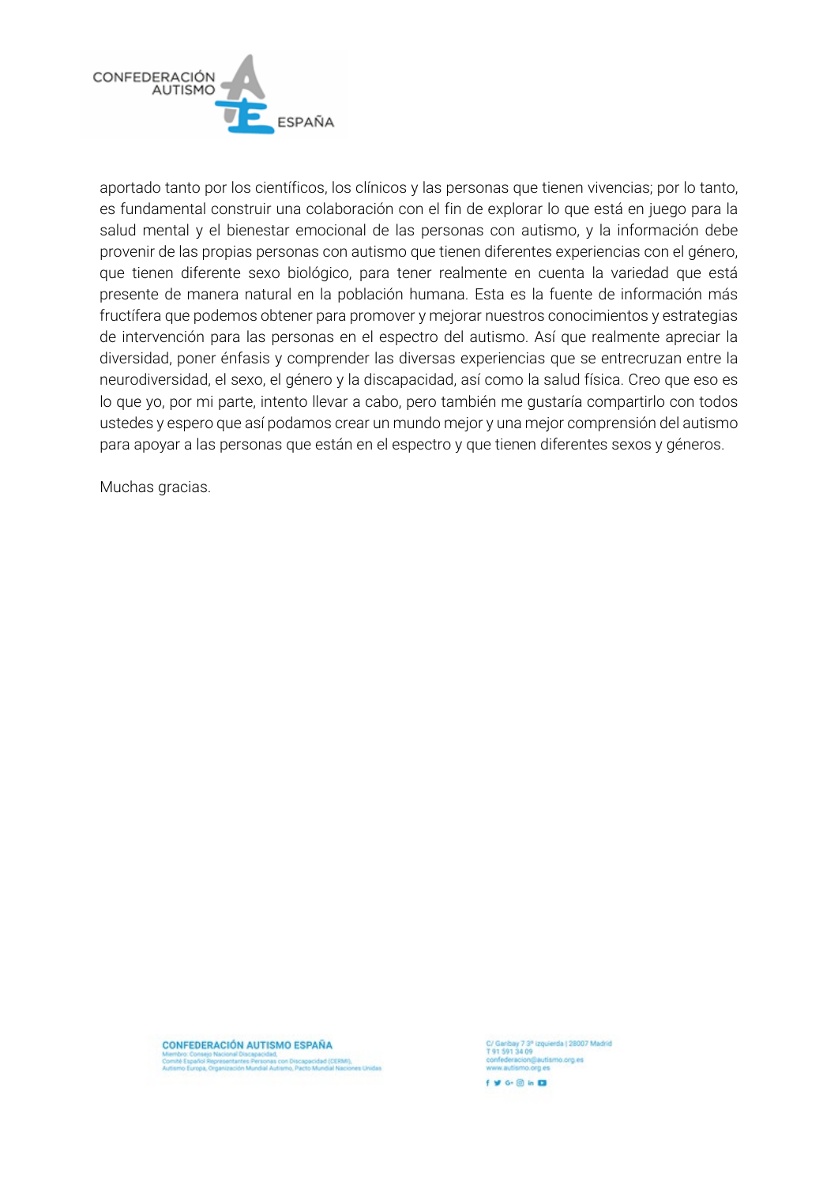aportado tanto por los científicos, los clínicos y las personas que tienen vivencias; por lo tanto, es fundamental construir una colaboración con el fin de explorar lo que está en juego para la salud mental y el bienestar emocional de las personas con autismo, y la información debe provenir de las propias personas con autismo que tienen diferentes experiencias con el género, que tienen diferente sexo biológico, para tener realmente en cuenta la variedad que está presente de manera natural en la población humana. Esta es la fuente de información más fructífera que podemos obtener para promover y mejorar nuestros conocimientos y estrategias de intervención para las personas en el espectro del autismo. Así que realmente apreciar la diversidad, poner énfasis y comprender las diversas experiencias que se entrecruzan entre la neurodiversidad, el sexo, el género y la discapacidad, así como la salud física. Creo que eso es lo que yo, por mi parte, intento llevar a cabo, pero también me gustaría compartirlo con todos ustedes y espero que así podamos crear un mundo mejor y una mejor comprensión del autismo para apoyar a las personas que están en el espectro y que tienen diferentes sexos y géneros.

Muchas gracias.